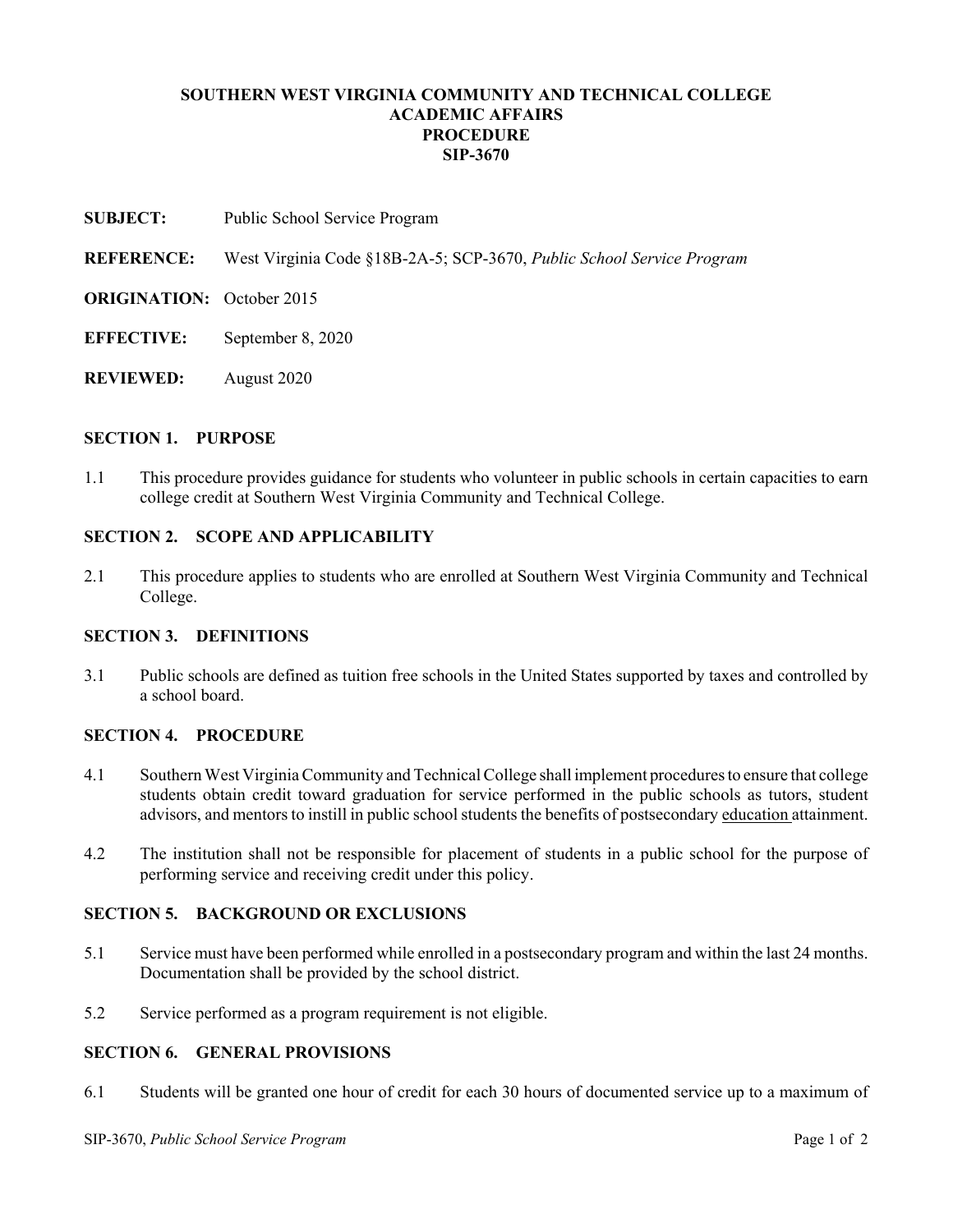**SOUTHERN WEST VIRGINIA COMMUNITY AND TECHNICAL COLLEGE**
**ACADEMIC AFFAIRS**
**PROCEDURE**
**SIP-3670**

**SUBJECT:** Public School Service Program

**REFERENCE:** West Virginia Code §18B-2A-5; SCP-3670, *Public School Service Program*

**ORIGINATION:** October 2015

**EFFECTIVE:** September 8, 2020

**REVIEWED:** August 2020

## SECTION 1. PURPOSE

1.1 This procedure provides guidance for students who volunteer in public schools in certain capacities to earn college credit at Southern West Virginia Community and Technical College.

## SECTION 2. SCOPE AND APPLICABILITY

2.1 This procedure applies to students who are enrolled at Southern West Virginia Community and Technical College.

## SECTION 3. DEFINITIONS

3.1 Public schools are defined as tuition free schools in the United States supported by taxes and controlled by a school board.

## SECTION 4. PROCEDURE

4.1 Southern West Virginia Community and Technical College shall implement procedures to ensure that college students obtain credit toward graduation for service performed in the public schools as tutors, student advisors, and mentors to instill in public school students the benefits of postsecondary education attainment.

4.2 The institution shall not be responsible for placement of students in a public school for the purpose of performing service and receiving credit under this policy.

## SECTION 5. BACKGROUND OR EXCLUSIONS

5.1 Service must have been performed while enrolled in a postsecondary program and within the last 24 months. Documentation shall be provided by the school district.

5.2 Service performed as a program requirement is not eligible.

## SECTION 6. GENERAL PROVISIONS

6.1 Students will be granted one hour of credit for each 30 hours of documented service up to a maximum of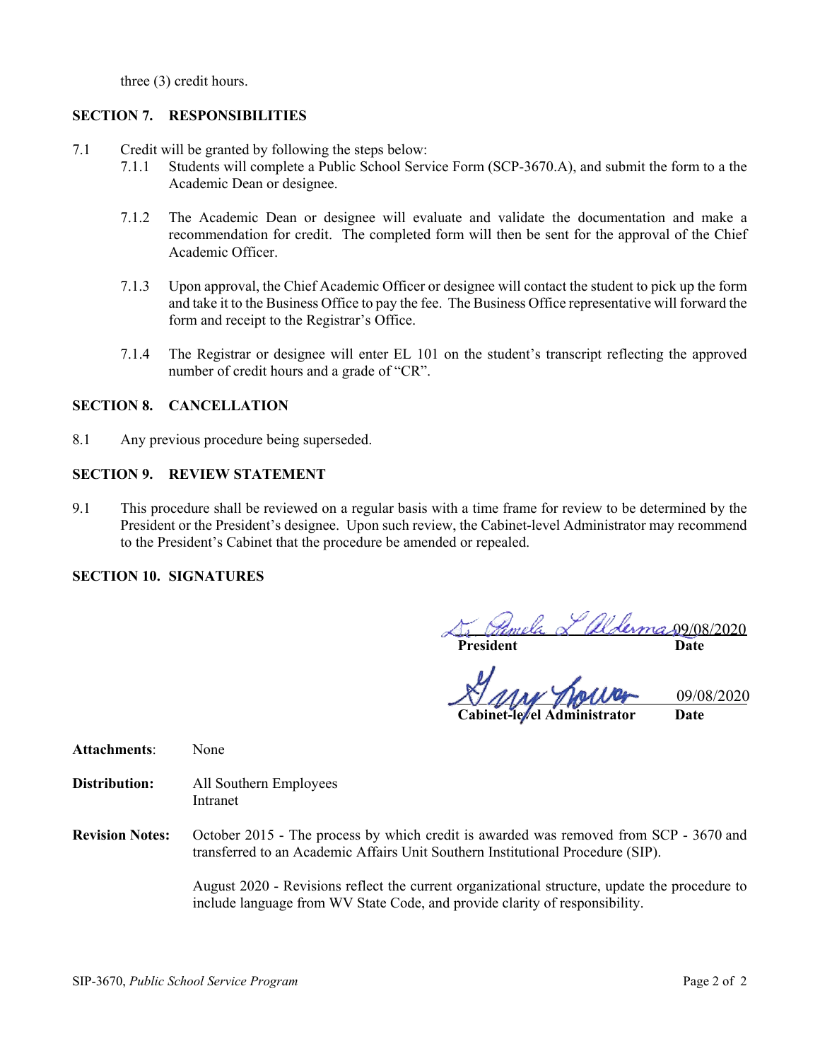three (3) credit hours.

## SECTION 7. RESPONSIBILITIES

7.1 Credit will be granted by following the steps below:

7.1.1 Students will complete a Public School Service Form (SCP-3670.A), and submit the form to a the Academic Dean or designee.

7.1.2 The Academic Dean or designee will evaluate and validate the documentation and make a recommendation for credit. The completed form will then be sent for the approval of the Chief Academic Officer.

7.1.3 Upon approval, the Chief Academic Officer or designee will contact the student to pick up the form and take it to the Business Office to pay the fee. The Business Office representative will forward the form and receipt to the Registrar's Office.

7.1.4 The Registrar or designee will enter EL 101 on the student's transcript reflecting the approved number of credit hours and a grade of "CR".

## SECTION 8. CANCELLATION

8.1 Any previous procedure being superseded.

## SECTION 9. REVIEW STATEMENT

9.1 This procedure shall be reviewed on a regular basis with a time frame for review to be determined by the President or the President's designee. Upon such review, the Cabinet-level Administrator may recommend to the President's Cabinet that the procedure be amended or repealed.

## SECTION 10. SIGNATURES

Dr. Pamela L Alderman 09/08/2020
**President** **Date**

Gary Bowers 09/08/2020
**Cabinet-level Administrator** **Date**

**Attachments**: None

**Distribution:** All Southern Employees
Intranet

**Revision Notes:** October 2015 - The process by which credit is awarded was removed from SCP - 3670 and transferred to an Academic Affairs Unit Southern Institutional Procedure (SIP).

August 2020 - Revisions reflect the current organizational structure, update the procedure to include language from WV State Code, and provide clarity of responsibility.